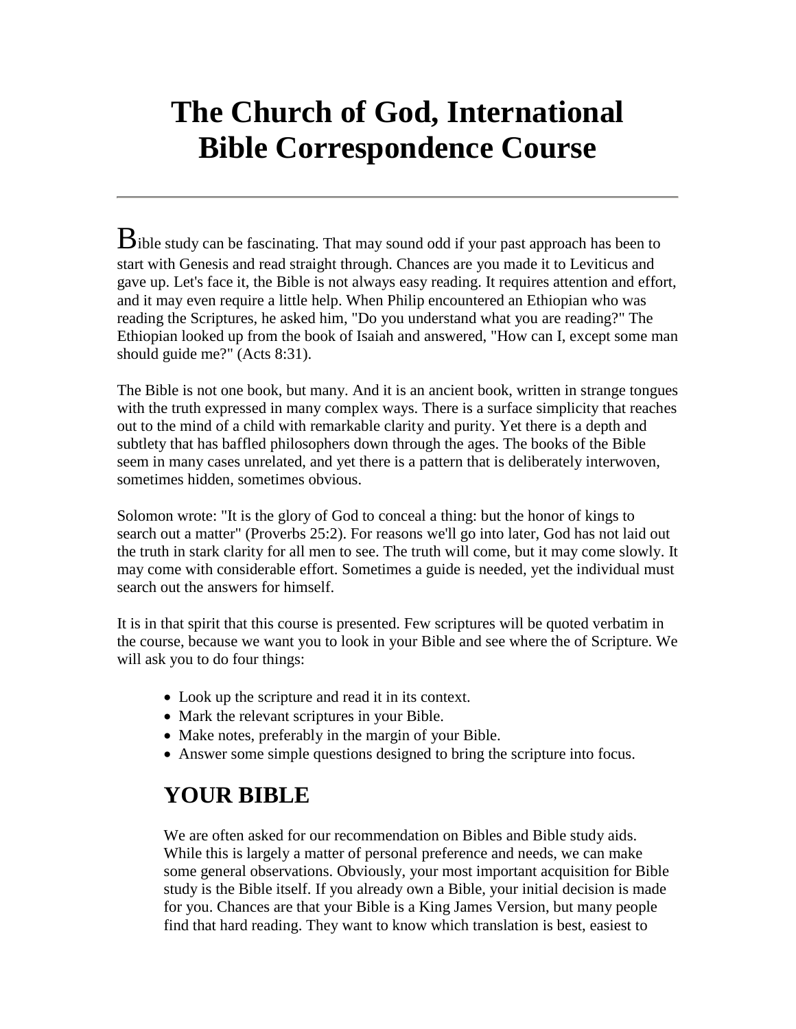# The Church of God, International Bible Correspondence Course

---

Bible study can be fascinating. That may sound odd if your past approach has been to start with Genesis and read straight through. Chances are you made it to Leviticus and gave up. Let's face it, the Bible is not always easy reading. It requires attention and effort, and it may even require a little help. When Philip encountered an Ethiopian who was reading the Scriptures, he asked him, "Do you understand what you are reading?" The Ethiopian looked up from the book of Isaiah and answered, "How can I, except some man should guide me?" (Acts 8:31).

The Bible is not one book, but many. And it is an ancient book, written in strange tongues with the truth expressed in many complex ways. There is a surface simplicity that reaches out to the mind of a child with remarkable clarity and purity. Yet there is a depth and subtlety that has baffled philosophers down through the ages. The books of the Bible seem in many cases unrelated, and yet there is a pattern that is deliberately interwoven, sometimes hidden, sometimes obvious.

Solomon wrote: "It is the glory of God to conceal a thing: but the honor of kings to search out a matter" (Proverbs 25:2). For reasons we'll go into later, God has not laid out the truth in stark clarity for all men to see. The truth will come, but it may come slowly. It may come with considerable effort. Sometimes a guide is needed, yet the individual must search out the answers for himself.

It is in that spirit that this course is presented. Few scriptures will be quoted verbatim in the course, because we want you to look in your Bible and see where the of Scripture. We will ask you to do four things:

- Look up the scripture and read it in its context.
- Mark the relevant scriptures in your Bible.
- Make notes, preferably in the margin of your Bible.
- Answer some simple questions designed to bring the scripture into focus.

## YOUR BIBLE

We are often asked for our recommendation on Bibles and Bible study aids. While this is largely a matter of personal preference and needs, we can make some general observations. Obviously, your most important acquisition for Bible study is the Bible itself. If you already own a Bible, your initial decision is made for you. Chances are that your Bible is a King James Version, but many people find that hard reading. They want to know which translation is best, easiest to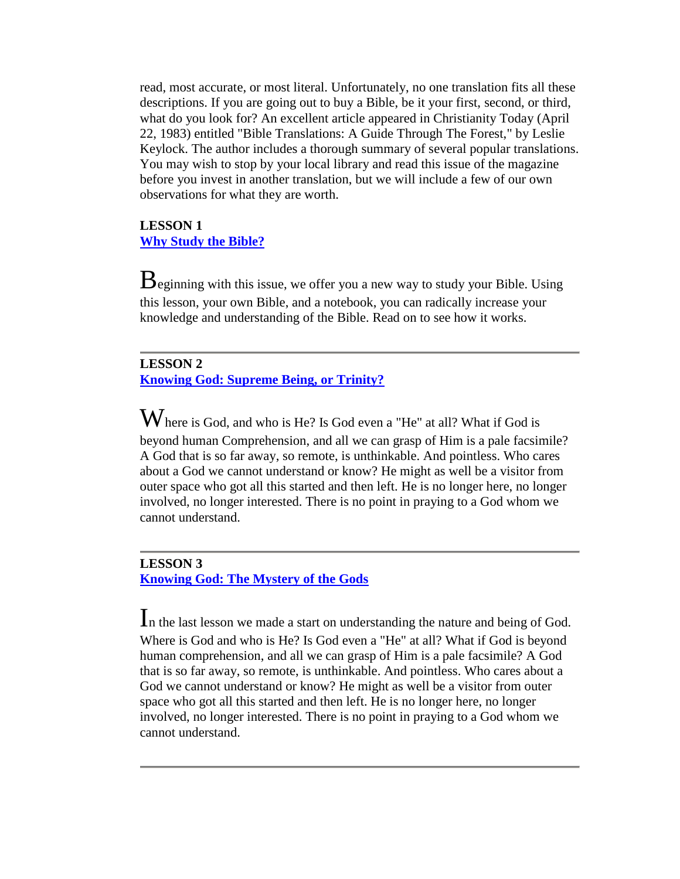read, most accurate, or most literal. Unfortunately, no one translation fits all these descriptions. If you are going out to buy a Bible, be it your first, second, or third, what do you look for? An excellent article appeared in Christianity Today (April 22, 1983) entitled "Bible Translations: A Guide Through The Forest," by Leslie Keylock. The author includes a thorough summary of several popular translations. You may wish to stop by your local library and read this issue of the magazine before you invest in another translation, but we will include a few of our own observations for what they are worth.

**LESSON 1**
**Why Study the Bible?**

Beginning with this issue, we offer you a new way to study your Bible. Using this lesson, your own Bible, and a notebook, you can radically increase your knowledge and understanding of the Bible. Read on to see how it works.

---

**LESSON 2**
**Knowing God: Supreme Being, or Trinity?**

Where is God, and who is He? Is God even a "He" at all? What if God is beyond human Comprehension, and all we can grasp of Him is a pale facsimile? A God that is so far away, so remote, is unthinkable. And pointless. Who cares about a God we cannot understand or know? He might as well be a visitor from outer space who got all this started and then left. He is no longer here, no longer involved, no longer interested. There is no point in praying to a God whom we cannot understand.

---

**LESSON 3**
**Knowing God: The Mystery of the Gods**

In the last lesson we made a start on understanding the nature and being of God. Where is God and who is He? Is God even a "He" at all? What if God is beyond human comprehension, and all we can grasp of Him is a pale facsimile? A God that is so far away, so remote, is unthinkable. And pointless. Who cares about a God we cannot understand or know? He might as well be a visitor from outer space who got all this started and then left. He is no longer here, no longer involved, no longer interested. There is no point in praying to a God whom we cannot understand.

---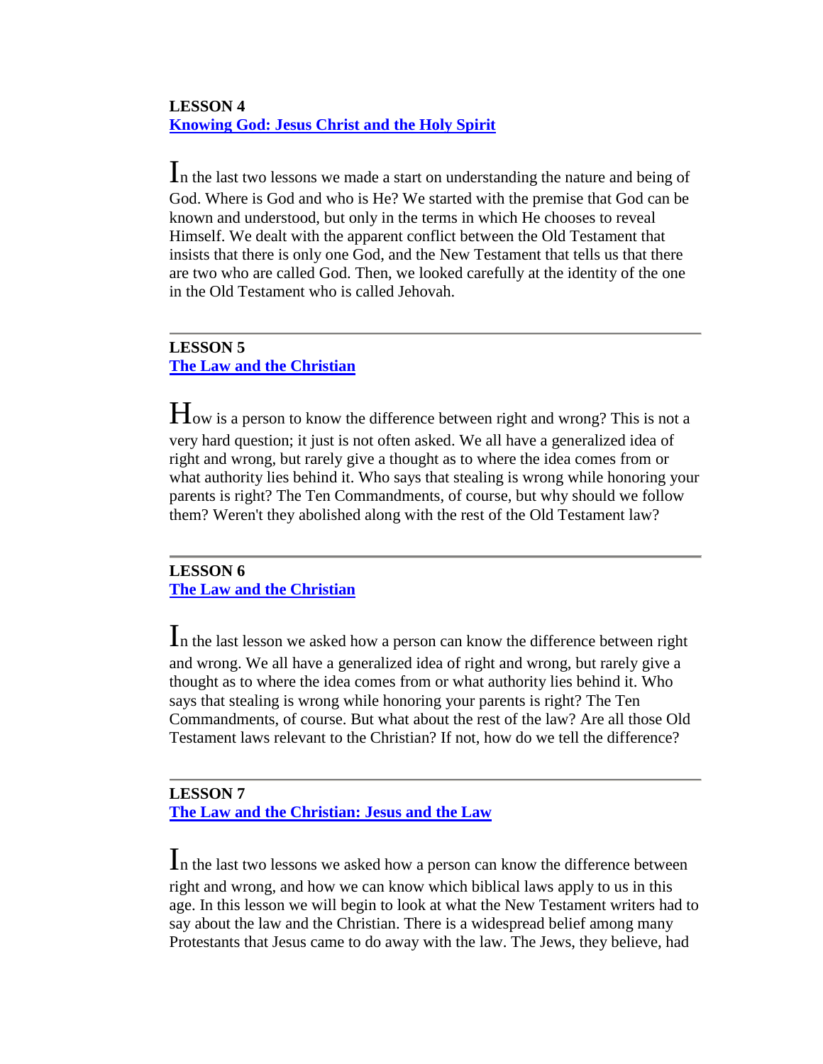**LESSON 4**
**[Knowing God: Jesus Christ and the Holy Spirit]**

In the last two lessons we made a start on understanding the nature and being of God. Where is God and who is He? We started with the premise that God can be known and understood, but only in the terms in which He chooses to reveal Himself. We dealt with the apparent conflict between the Old Testament that insists that there is only one God, and the New Testament that tells us that there are two who are called God. Then, we looked carefully at the identity of the one in the Old Testament who is called Jehovah.

---

**LESSON 5**
**[The Law and the Christian]**

How is a person to know the difference between right and wrong? This is not a very hard question; it just is not often asked. We all have a generalized idea of right and wrong, but rarely give a thought as to where the idea comes from or what authority lies behind it. Who says that stealing is wrong while honoring your parents is right? The Ten Commandments, of course, but why should we follow them? Weren't they abolished along with the rest of the Old Testament law?

---

**LESSON 6**
**[The Law and the Christian]**

In the last lesson we asked how a person can know the difference between right and wrong. We all have a generalized idea of right and wrong, but rarely give a thought as to where the idea comes from or what authority lies behind it. Who says that stealing is wrong while honoring your parents is right? The Ten Commandments, of course. But what about the rest of the law? Are all those Old Testament laws relevant to the Christian? If not, how do we tell the difference?

---

**LESSON 7**
**[The Law and the Christian: Jesus and the Law]**

In the last two lessons we asked how a person can know the difference between right and wrong, and how we can know which biblical laws apply to us in this age. In this lesson we will begin to look at what the New Testament writers had to say about the law and the Christian. There is a widespread belief among many Protestants that Jesus came to do away with the law. The Jews, they believe, had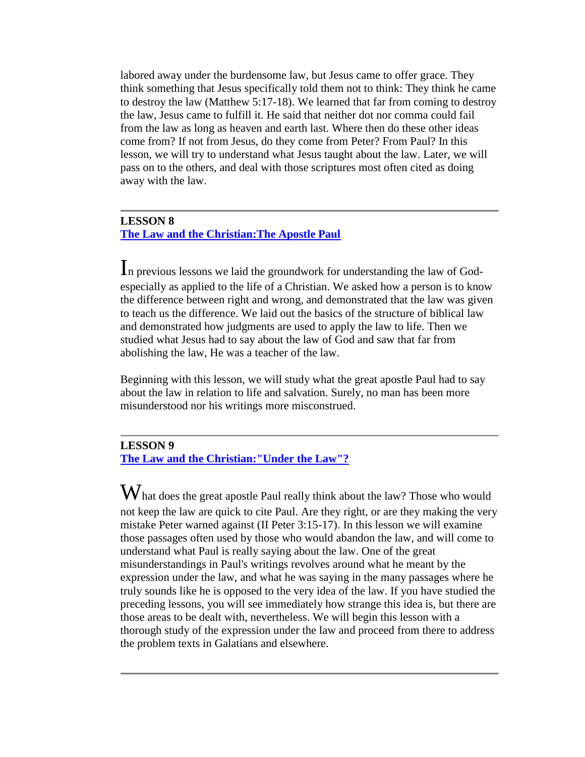labored away under the burdensome law, but Jesus came to offer grace. They think something that Jesus specifically told them not to think: They think he came to destroy the law (Matthew 5:17-18). We learned that far from coming to destroy the law, Jesus came to fulfill it. He said that neither dot nor comma could fail from the law as long as heaven and earth last. Where then do these other ideas come from? If not from Jesus, do they come from Peter? From Paul? In this lesson, we will try to understand what Jesus taught about the law. Later, we will pass on to the others, and deal with those scriptures most often cited as doing away with the law.

---

**LESSON 8**
**The Law and the Christian:The Apostle Paul**

In previous lessons we laid the groundwork for understanding the law of God-especially as applied to the life of a Christian. We asked how a person is to know the difference between right and wrong, and demonstrated that the law was given to teach us the difference. We laid out the basics of the structure of biblical law and demonstrated how judgments are used to apply the law to life. Then we studied what Jesus had to say about the law of God and saw that far from abolishing the law, He was a teacher of the law.

Beginning with this lesson, we will study what the great apostle Paul had to say about the law in relation to life and salvation. Surely, no man has been more misunderstood nor his writings more misconstrued.

---

**LESSON 9**
**The Law and the Christian:"Under the Law"?**

What does the great apostle Paul really think about the law? Those who would not keep the law are quick to cite Paul. Are they right, or are they making the very mistake Peter warned against (II Peter 3:15-17). In this lesson we will examine those passages often used by those who would abandon the law, and will come to understand what Paul is really saying about the law. One of the great misunderstandings in Paul's writings revolves around what he meant by the expression under the law, and what he was saying in the many passages where he truly sounds like he is opposed to the very idea of the law. If you have studied the preceding lessons, you will see immediately how strange this idea is, but there are those areas to be dealt with, nevertheless. We will begin this lesson with a thorough study of the expression under the law and proceed from there to address the problem texts in Galatians and elsewhere.

---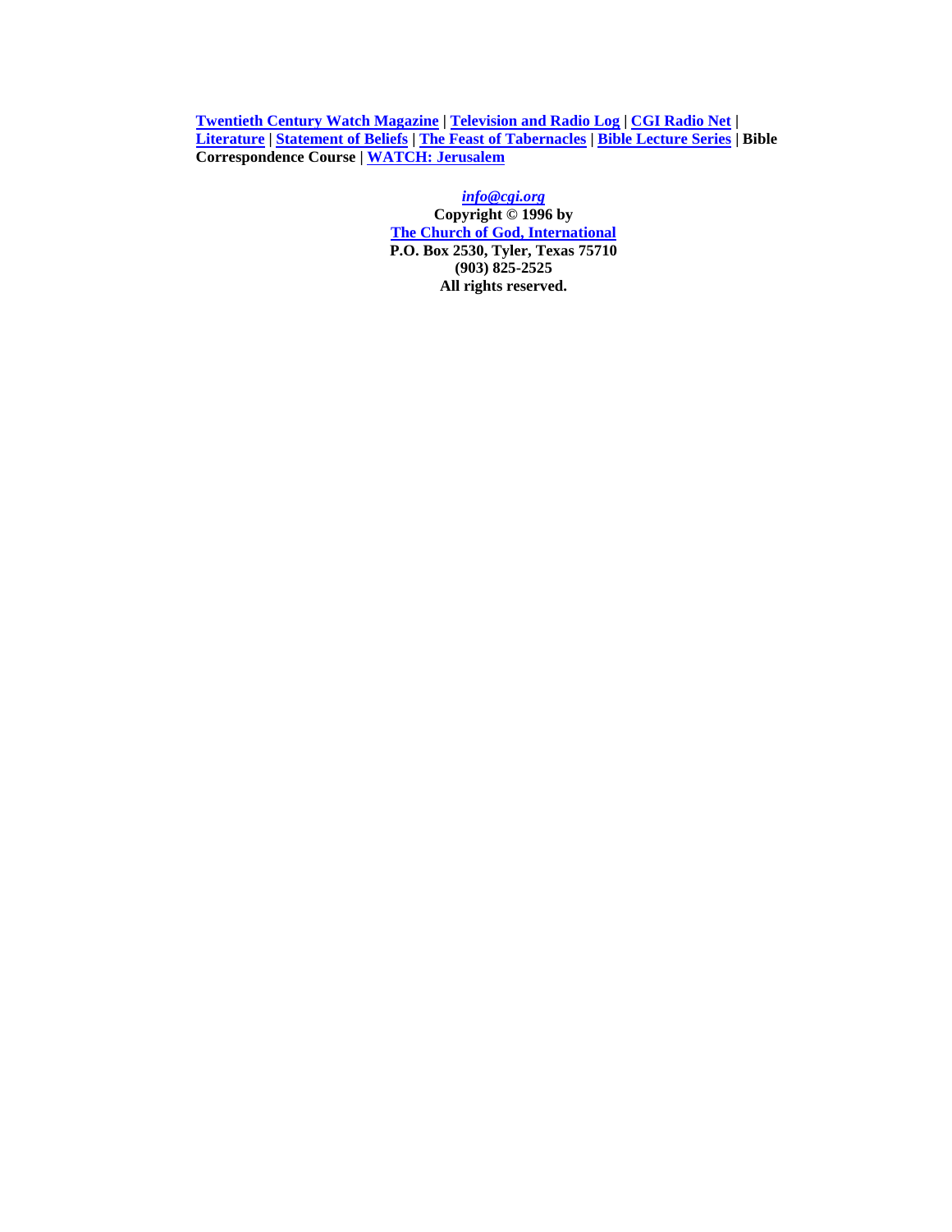**Twentieth Century Watch Magazine | Television and Radio Log | CGI Radio Net | Literature | Statement of Beliefs | The Feast of Tabernacles | Bible Lecture Series | Bible Correspondence Course | WATCH: Jerusalem**

***info@cgi.org***
**Copyright © 1996 by**
**The Church of God, International**
**P.O. Box 2530, Tyler, Texas 75710**
**(903) 825-2525**
**All rights reserved.**